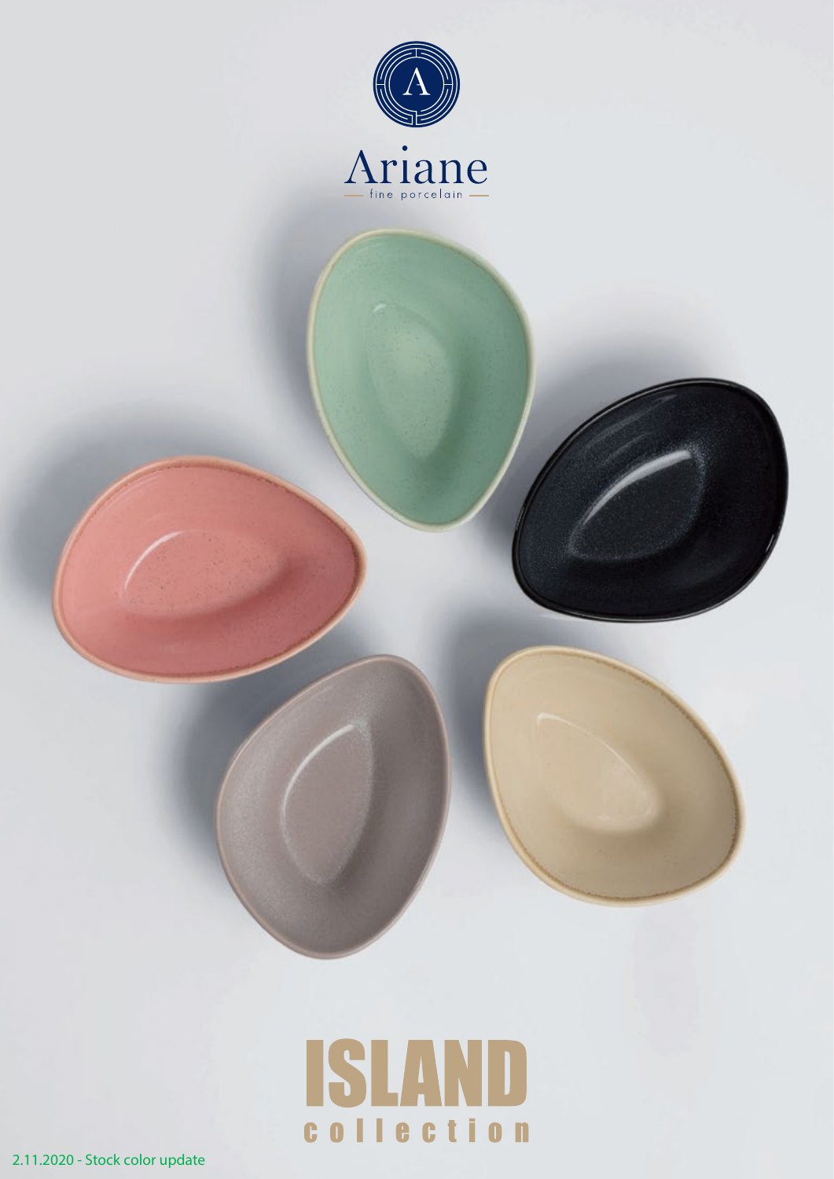Ariane

fine porcelain

# ISLAND

collection

2.11.2020 - Stock color update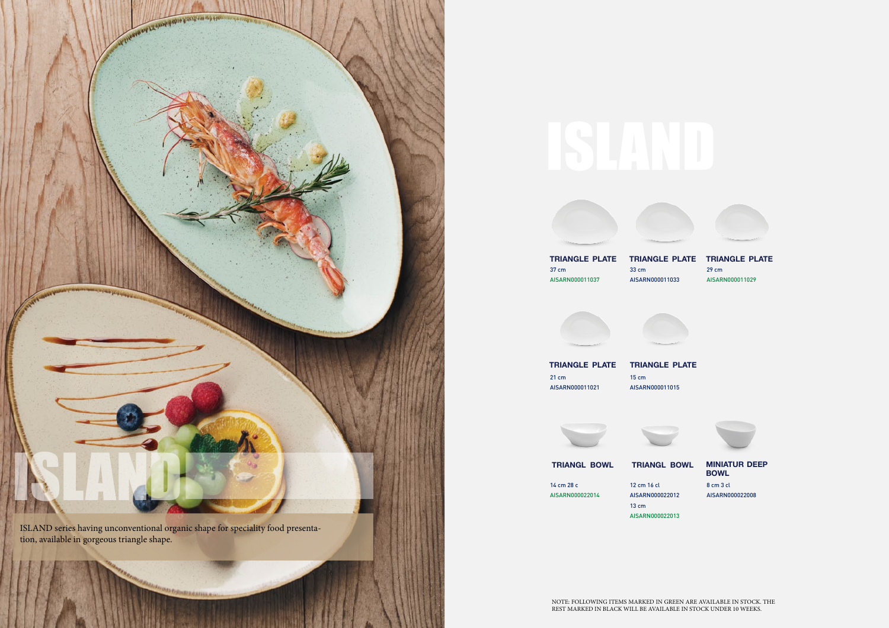# ISLAND

ISLAND series having unconventional organic shape for speciality food presentation, available in gorgeous triangle shape.

**TRIANGLE PLATE**
37 cm
AISARN000011037

**TRIANGLE PLATE**
33 cm
AISARN000011033

**TRIANGLE PLATE**
29 cm
AISARN000011029

**TRIANGLE PLATE**
21 cm
AISARN000011021

**TRIANGLE PLATE**
15 cm
AISARN000011015

**TRIANGL BOWL**
14 cm 28 c
AISARN000022014

**TRIANGL BOWL**
12 cm 16 cl
AISARN000022012
13 cm
AISARN000022013

**MINIATUR DEEP BOWL**
8 cm 3 cl
AISARN000022008

NOTE: FOLLOWING ITEMS MARKED IN GREEN ARE AVAILABLE IN STOCK. THE REST MARKED IN BLACK WILL BE AVAILABLE IN STOCK UNDER 10 WEEKS.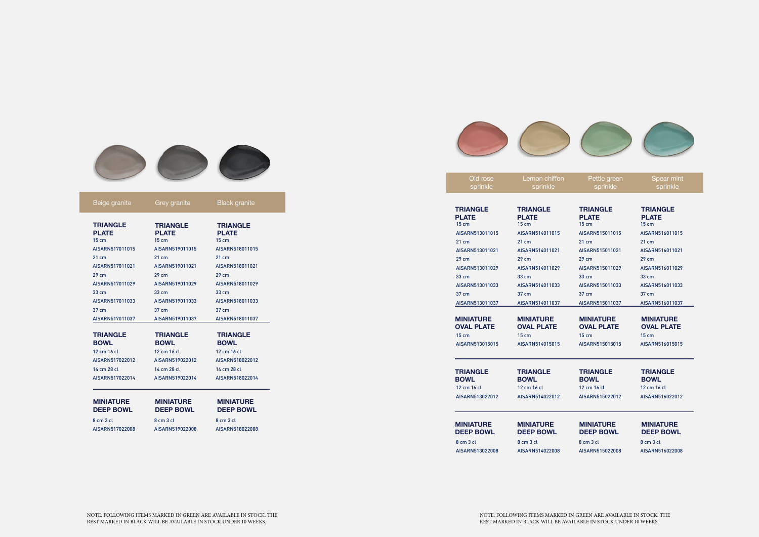| Beige granite | Grey granite | Black granite |
|---|---|---|
| **TRIANGLE PLATE** | **TRIANGLE PLATE** | **TRIANGLE PLATE** |
| 15 cm | 15 cm | 15 cm |
| AISARN517011015 | AISARN519011015 | AISARN518011015 |
| 21 cm | 21 cm | 21 cm |
| AISARN517011021 | AISARN519011021 | AISARN518011021 |
| 29 cm | 29 cm | 29 cm |
| AISARN517011029 | AISARN519011029 | AISARN518011029 |
| 33 cm | 33 cm | 33 cm |
| AISARN517011033 | AISARN519011033 | AISARN518011033 |
| 37 cm | 37 cm | 37 cm |
| AISARN517011037 | AISARN519011037 | AISARN518011037 |
| **TRIANGLE BOWL** | **TRIANGLE BOWL** | **TRIANGLE BOWL** |
| 12 cm 16 cl | 12 cm 16 cl | 12 cm 16 cl |
| AISARN517022012 | AISARN519022012 | AISARN518022012 |
| 14 cm 28 cl | 14 cm 28 cl | 14 cm 28 cl |
| AISARN517022014 | AISARN519022014 | AISARN518022014 |
| **MINIATURE DEEP BOWL** | **MINIATURE DEEP BOWL** | **MINIATURE DEEP BOWL** |
| 8 cm 3 cl | 8 cm 3 cl | 8 cm 3 cl |
| AISARN517022008 | AISARN519022008 | AISARN518022008 |

NOTE: FOLLOWING ITEMS MARKED IN GREEN ARE AVAILABLE IN STOCK. THE REST MARKED IN BLACK WILL BE AVAILABLE IN STOCK UNDER 10 WEEKS.

| Old rose sprinkle | Lemon chiffon sprinkle | Pettle green sprinkle | Spear mint sprinkle |
|---|---|---|---|
| **TRIANGLE PLATE** | **TRIANGLE PLATE** | **TRIANGLE PLATE** | **TRIANGLE PLATE** |
| 15 cm | 15 cm | 15 cm | 15 cm |
| AISARN513011015 | AISARN514011015 | AISARN515011015 | AISARN516011015 |
| 21 cm | 21 cm | 21 cm | 21 cm |
| AISARN513011021 | AISARN514011021 | AISARN515011021 | AISARN516011021 |
| 29 cm | 29 cm | 29 cm | 29 cm |
| AISARN513011029 | AISARN514011029 | AISARN515011029 | AISARN516011029 |
| 33 cm | 33 cm | 33 cm | 33 cm |
| AISARN513011033 | AISARN514011033 | AISARN515011033 | AISARN516011033 |
| 37 cm | 37 cm | 37 cm | 37 cm |
| AISARN513011037 | AISARN514011037 | AISARN515011037 | AISARN516011037 |
| **MINIATURE OVAL PLATE** | **MINIATURE OVAL PLATE** | **MINIATURE OVAL PLATE** | **MINIATURE OVAL PLATE** |
| 15 cm | 15 cm | 15 cm | 15 cm |
| AISARN513015015 | AISARN514015015 | AISARN515015015 | AISARN516015015 |
| **TRIANGLE BOWL** | **TRIANGLE BOWL** | **TRIANGLE BOWL** | **TRIANGLE BOWL** |
| 12 cm 16 cl | 12 cm 16 cl | 12 cm 16 cl | 12 cm 16 cl |
| AISARN513022012 | AISARN514022012 | AISARN515022012 | AISARN516022012 |
| **MINIATURE DEEP BOWL** | **MINIATURE DEEP BOWL** | **MINIATURE DEEP BOWL** | **MINIATURE DEEP BOWL** |
| 8 cm 3 cl | 8 cm 3 cl | 8 cm 3 cl | 8 cm 3 cl |
| AISARN513022008 | AISARN514022008 | AISARN515022008 | AISARN516022008 |

NOTE: FOLLOWING ITEMS MARKED IN GREEN ARE AVAILABLE IN STOCK. THE REST MARKED IN BLACK WILL BE AVAILABLE IN STOCK UNDER 10 WEEKS.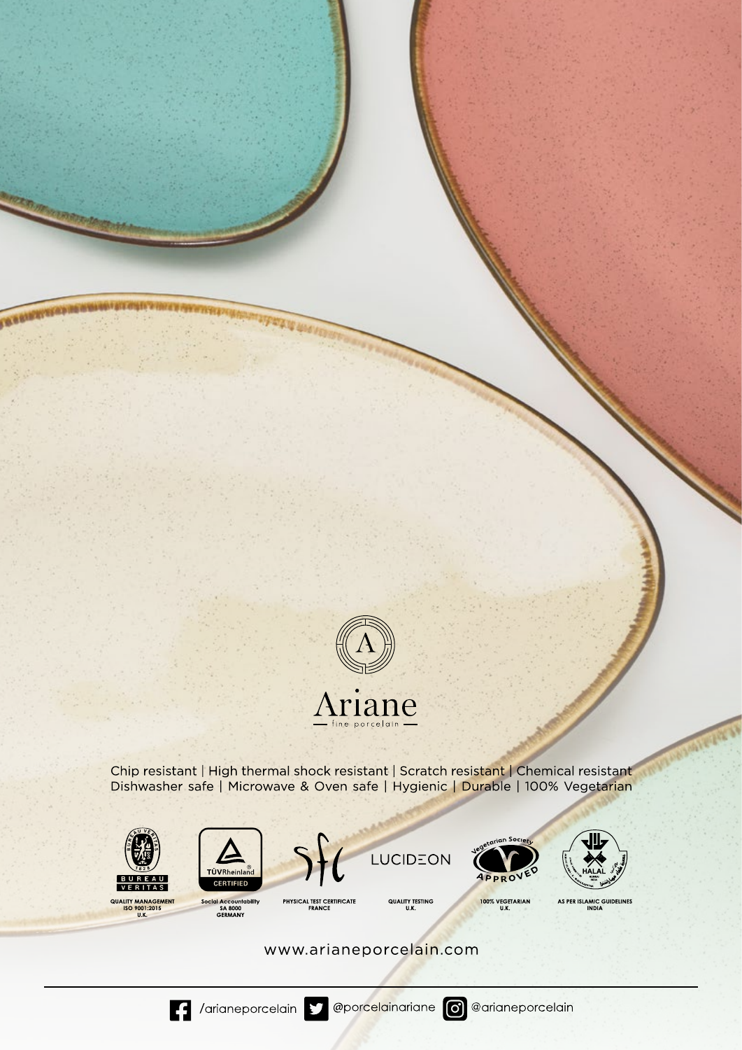# Ariane

fine porcelain

Chip resistant | High thermal shock resistant | Scratch resistant | Chemical resistant
Dishwasher safe | Microwave & Oven safe | Hygienic | Durable | 100% Vegetarian

BUREAU VERITAS
QUALITY MANAGEMENT
ISO 9001:2015
U.K.

TÜVRheinland CERTIFIED
Social Accountability
SA 8000
GERMANY

SFC
PHYSICAL TEST CERTIFICATE
FRANCE

LUCIDEON
QUALITY TESTING
U.K.

Vegetarian Society APPROVED
100% VEGETARIAN
U.K.

HALAL
AS PER ISLAMIC GUIDELINES
INDIA

www.arianeporcelain.com

/arianeporcelain @porcelainariane @arianeporcelain